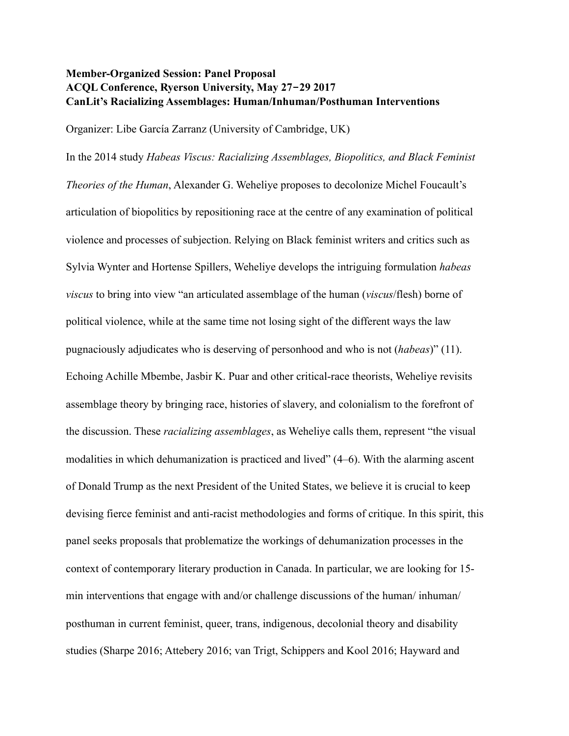**Member-Organized Session: Panel Proposal**
**ACQL Conference, Ryerson University, May 27–29 2017**
**CanLit's Racializing Assemblages: Human/Inhuman/Posthuman Interventions**

Organizer: Libe García Zarranz (University of Cambridge, UK)

In the 2014 study *Habeas Viscus: Racializing Assemblages, Biopolitics, and Black Feminist Theories of the Human*, Alexander G. Weheliye proposes to decolonize Michel Foucault's articulation of biopolitics by repositioning race at the centre of any examination of political violence and processes of subjection. Relying on Black feminist writers and critics such as Sylvia Wynter and Hortense Spillers, Weheliye develops the intriguing formulation *habeas viscus* to bring into view "an articulated assemblage of the human (*viscus*/flesh) borne of political violence, while at the same time not losing sight of the different ways the law pugnaciously adjudicates who is deserving of personhood and who is not (*habeas*)" (11). Echoing Achille Mbembe, Jasbir K. Puar and other critical-race theorists, Weheliye revisits assemblage theory by bringing race, histories of slavery, and colonialism to the forefront of the discussion. These *racializing assemblages*, as Weheliye calls them, represent "the visual modalities in which dehumanization is practiced and lived" (4–6). With the alarming ascent of Donald Trump as the next President of the United States, we believe it is crucial to keep devising fierce feminist and anti-racist methodologies and forms of critique. In this spirit, this panel seeks proposals that problematize the workings of dehumanization processes in the context of contemporary literary production in Canada. In particular, we are looking for 15-min interventions that engage with and/or challenge discussions of the human/ inhuman/ posthuman in current feminist, queer, trans, indigenous, decolonial theory and disability studies (Sharpe 2016; Attebery 2016; van Trigt, Schippers and Kool 2016; Hayward and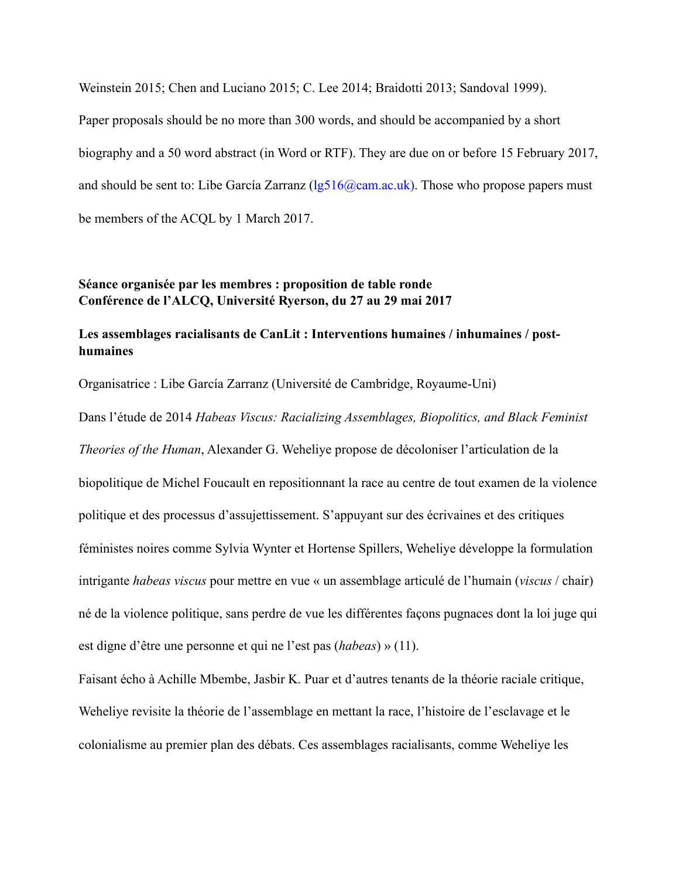Weinstein 2015; Chen and Luciano 2015; C. Lee 2014; Braidotti 2013; Sandoval 1999).

Paper proposals should be no more than 300 words, and should be accompanied by a short biography and a 50 word abstract (in Word or RTF). They are due on or before 15 February 2017, and should be sent to: Libe García Zarranz (lg516@cam.ac.uk). Those who propose papers must be members of the ACQL by 1 March 2017.

**Séance organisée par les membres : proposition de table ronde**
**Conférence de l'ALCQ, Université Ryerson, du 27 au 29 mai 2017**

**Les assemblages racialisants de CanLit : Interventions humaines / inhumaines / post-humaines**

Organisatrice : Libe García Zarranz (Université de Cambridge, Royaume-Uni)

Dans l'étude de 2014 *Habeas Viscus: Racializing Assemblages, Biopolitics, and Black Feminist Theories of the Human*, Alexander G. Weheliye propose de décoloniser l'articulation de la biopolitique de Michel Foucault en repositionnant la race au centre de tout examen de la violence politique et des processus d'assujettissement. S'appuyant sur des écrivaines et des critiques féministes noires comme Sylvia Wynter et Hortense Spillers, Weheliye développe la formulation intrigante *habeas viscus* pour mettre en vue « un assemblage articulé de l'humain (*viscus* / chair) né de la violence politique, sans perdre de vue les différentes façons pugnaces dont la loi juge qui est digne d'être une personne et qui ne l'est pas (*habeas*) » (11).

Faisant écho à Achille Mbembe, Jasbir K. Puar et d'autres tenants de la théorie raciale critique, Weheliye revisite la théorie de l'assemblage en mettant la race, l'histoire de l'esclavage et le colonialisme au premier plan des débats. Ces assemblages racialisants, comme Weheliye les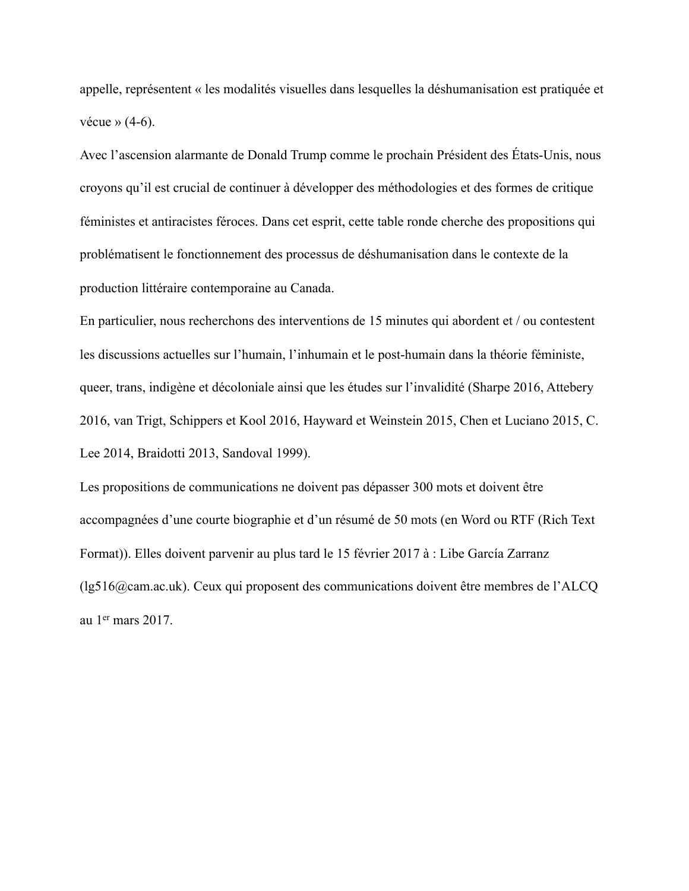appelle, représentent « les modalités visuelles dans lesquelles la déshumanisation est pratiquée et vécue » (4-6).

Avec l'ascension alarmante de Donald Trump comme le prochain Président des États-Unis, nous croyons qu'il est crucial de continuer à développer des méthodologies et des formes de critique féministes et antiracistes féroces. Dans cet esprit, cette table ronde cherche des propositions qui problématisent le fonctionnement des processus de déshumanisation dans le contexte de la production littéraire contemporaine au Canada.

En particulier, nous recherchons des interventions de 15 minutes qui abordent et / ou contestent les discussions actuelles sur l'humain, l'inhumain et le post-humain dans la théorie féministe, queer, trans, indigène et décoloniale ainsi que les études sur l'invalidité (Sharpe 2016, Attebery 2016, van Trigt, Schippers et Kool 2016, Hayward et Weinstein 2015, Chen et Luciano 2015, C. Lee 2014, Braidotti 2013, Sandoval 1999).

Les propositions de communications ne doivent pas dépasser 300 mots et doivent être accompagnées d'une courte biographie et d'un résumé de 50 mots (en Word ou RTF (Rich Text Format)). Elles doivent parvenir au plus tard le 15 février 2017 à : Libe García Zarranz (lg516@cam.ac.uk). Ceux qui proposent des communications doivent être membres de l'ALCQ au 1er mars 2017.